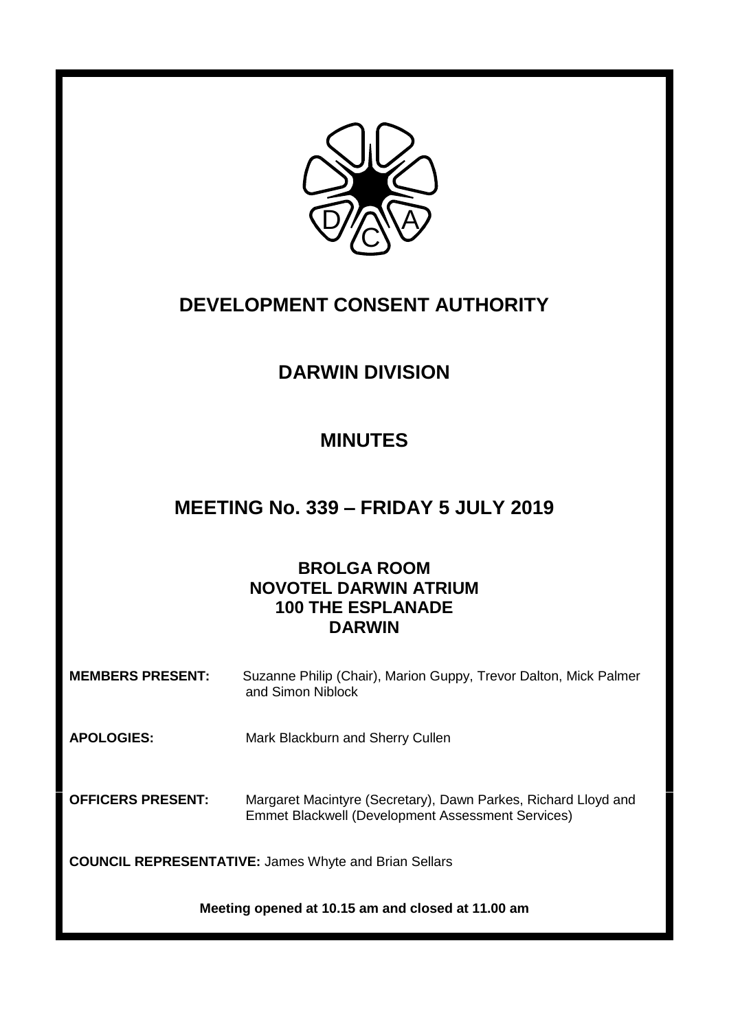# DEVELOPMENT CONSENT AUTHORITY

## DARWIN DIVISION

## MINUTES

## MEETING No. 339 – FRIDAY 5 JULY 2019

**BROLGA ROOM**
**NOVOTEL DARWIN ATRIUM**
**100 THE ESPLANADE**
**DARWIN**

**MEMBERS PRESENT:** Suzanne Philip (Chair), Marion Guppy, Trevor Dalton, Mick Palmer and Simon Niblock

**APOLOGIES:** Mark Blackburn and Sherry Cullen

**OFFICERS PRESENT:** Margaret Macintyre (Secretary), Dawn Parkes, Richard Lloyd and Emmet Blackwell (Development Assessment Services)

**COUNCIL REPRESENTATIVE:** James Whyte and Brian Sellars

**Meeting opened at 10.15 am and closed at 11.00 am**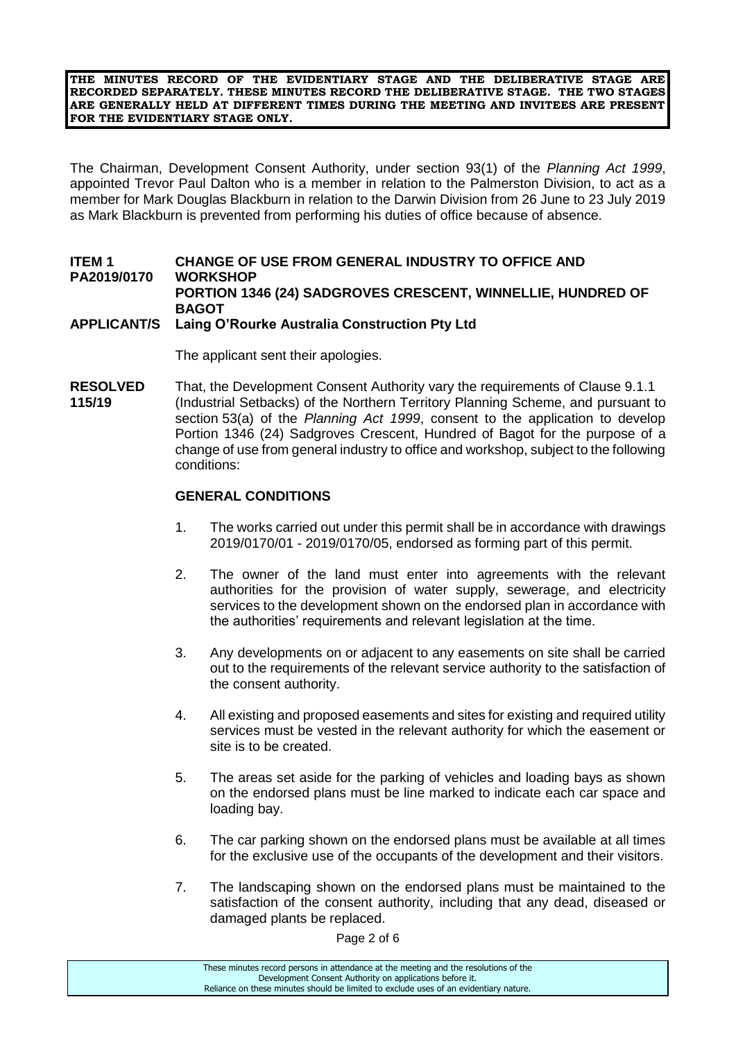**THE MINUTES RECORD OF THE EVIDENTIARY STAGE AND THE DELIBERATIVE STAGE ARE RECORDED SEPARATELY. THESE MINUTES RECORD THE DELIBERATIVE STAGE. THE TWO STAGES ARE GENERALLY HELD AT DIFFERENT TIMES DURING THE MEETING AND INVITEES ARE PRESENT FOR THE EVIDENTIARY STAGE ONLY.**

The Chairman, Development Consent Authority, under section 93(1) of the *Planning Act 1999*, appointed Trevor Paul Dalton who is a member in relation to the Palmerston Division, to act as a member for Mark Douglas Blackburn in relation to the Darwin Division from 26 June to 23 July 2019 as Mark Blackburn is prevented from performing his duties of office because of absence.

**ITEM 1 PA2019/0170** **CHANGE OF USE FROM GENERAL INDUSTRY TO OFFICE AND WORKSHOP**
**PORTION 1346 (24) SADGROVES CRESCENT, WINNELLIE, HUNDRED OF BAGOT**

**APPLICANT/S Laing O'Rourke Australia Construction Pty Ltd**

The applicant sent their apologies.

**RESOLVED 115/19**

That, the Development Consent Authority vary the requirements of Clause 9.1.1 (Industrial Setbacks) of the Northern Territory Planning Scheme, and pursuant to section 53(a) of the *Planning Act 1999*, consent to the application to develop Portion 1346 (24) Sadgroves Crescent, Hundred of Bagot for the purpose of a change of use from general industry to office and workshop, subject to the following conditions:

**GENERAL CONDITIONS**

1. The works carried out under this permit shall be in accordance with drawings 2019/0170/01 - 2019/0170/05, endorsed as forming part of this permit.

2. The owner of the land must enter into agreements with the relevant authorities for the provision of water supply, sewerage, and electricity services to the development shown on the endorsed plan in accordance with the authorities' requirements and relevant legislation at the time.

3. Any developments on or adjacent to any easements on site shall be carried out to the requirements of the relevant service authority to the satisfaction of the consent authority.

4. All existing and proposed easements and sites for existing and required utility services must be vested in the relevant authority for which the easement or site is to be created.

5. The areas set aside for the parking of vehicles and loading bays as shown on the endorsed plans must be line marked to indicate each car space and loading bay.

6. The car parking shown on the endorsed plans must be available at all times for the exclusive use of the occupants of the development and their visitors.

7. The landscaping shown on the endorsed plans must be maintained to the satisfaction of the consent authority, including that any dead, diseased or damaged plants be replaced.

These minutes record persons in attendance at the meeting and the resolutions of the Development Consent Authority on applications before it.
Reliance on these minutes should be limited to exclude uses of an evidentiary nature.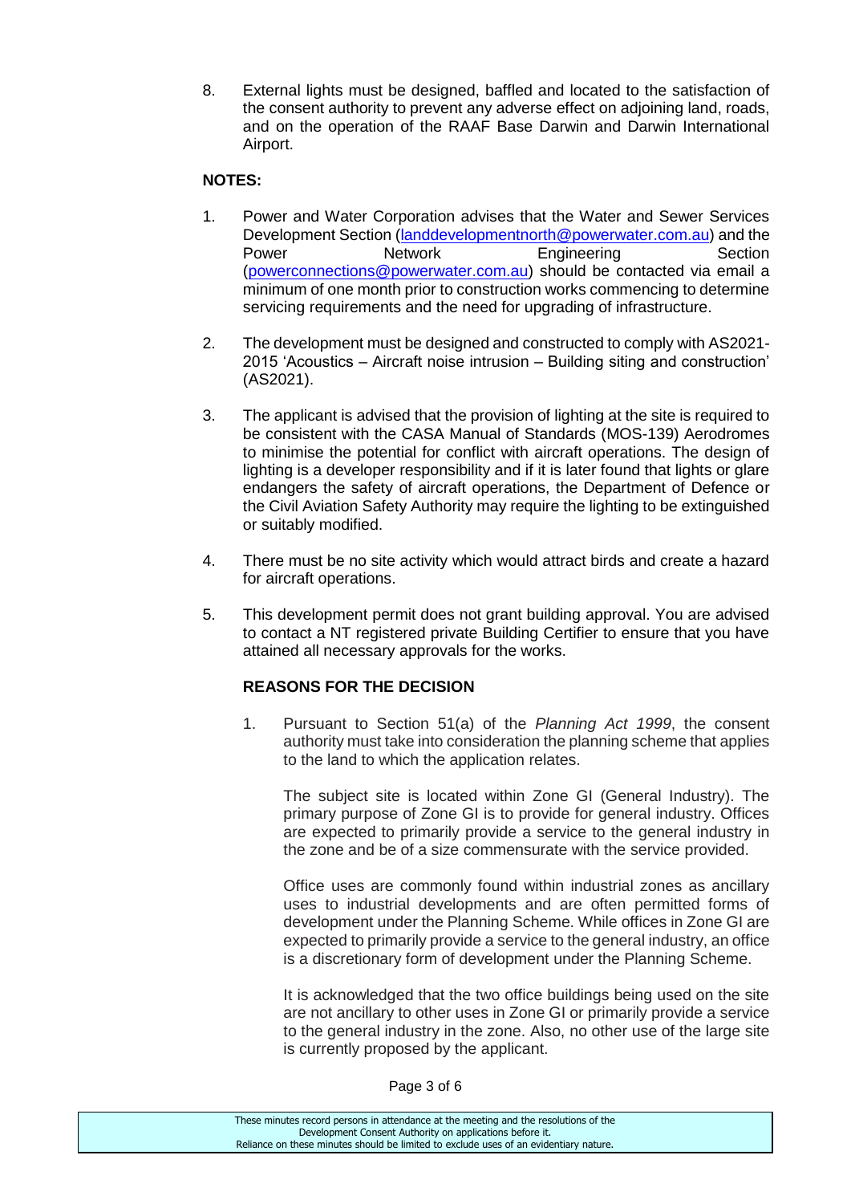8. External lights must be designed, baffled and located to the satisfaction of the consent authority to prevent any adverse effect on adjoining land, roads, and on the operation of the RAAF Base Darwin and Darwin International Airport.

**NOTES:**

1. Power and Water Corporation advises that the Water and Sewer Services Development Section (landdevelopmentnorth@powerwater.com.au) and the Power Network Engineering Section (powerconnections@powerwater.com.au) should be contacted via email a minimum of one month prior to construction works commencing to determine servicing requirements and the need for upgrading of infrastructure.

2. The development must be designed and constructed to comply with AS2021-2015 'Acoustics – Aircraft noise intrusion – Building siting and construction' (AS2021).

3. The applicant is advised that the provision of lighting at the site is required to be consistent with the CASA Manual of Standards (MOS-139) Aerodromes to minimise the potential for conflict with aircraft operations. The design of lighting is a developer responsibility and if it is later found that lights or glare endangers the safety of aircraft operations, the Department of Defence or the Civil Aviation Safety Authority may require the lighting to be extinguished or suitably modified.

4. There must be no site activity which would attract birds and create a hazard for aircraft operations.

5. This development permit does not grant building approval. You are advised to contact a NT registered private Building Certifier to ensure that you have attained all necessary approvals for the works.

**REASONS FOR THE DECISION**

1. Pursuant to Section 51(a) of the *Planning Act 1999*, the consent authority must take into consideration the planning scheme that applies to the land to which the application relates.

   The subject site is located within Zone GI (General Industry). The primary purpose of Zone GI is to provide for general industry. Offices are expected to primarily provide a service to the general industry in the zone and be of a size commensurate with the service provided.

   Office uses are commonly found within industrial zones as ancillary uses to industrial developments and are often permitted forms of development under the Planning Scheme. While offices in Zone GI are expected to primarily provide a service to the general industry, an office is a discretionary form of development under the Planning Scheme.

   It is acknowledged that the two office buildings being used on the site are not ancillary to other uses in Zone GI or primarily provide a service to the general industry in the zone. Also, no other use of the large site is currently proposed by the applicant.

These minutes record persons in attendance at the meeting and the resolutions of the Development Consent Authority on applications before it.
Reliance on these minutes should be limited to exclude uses of an evidentiary nature.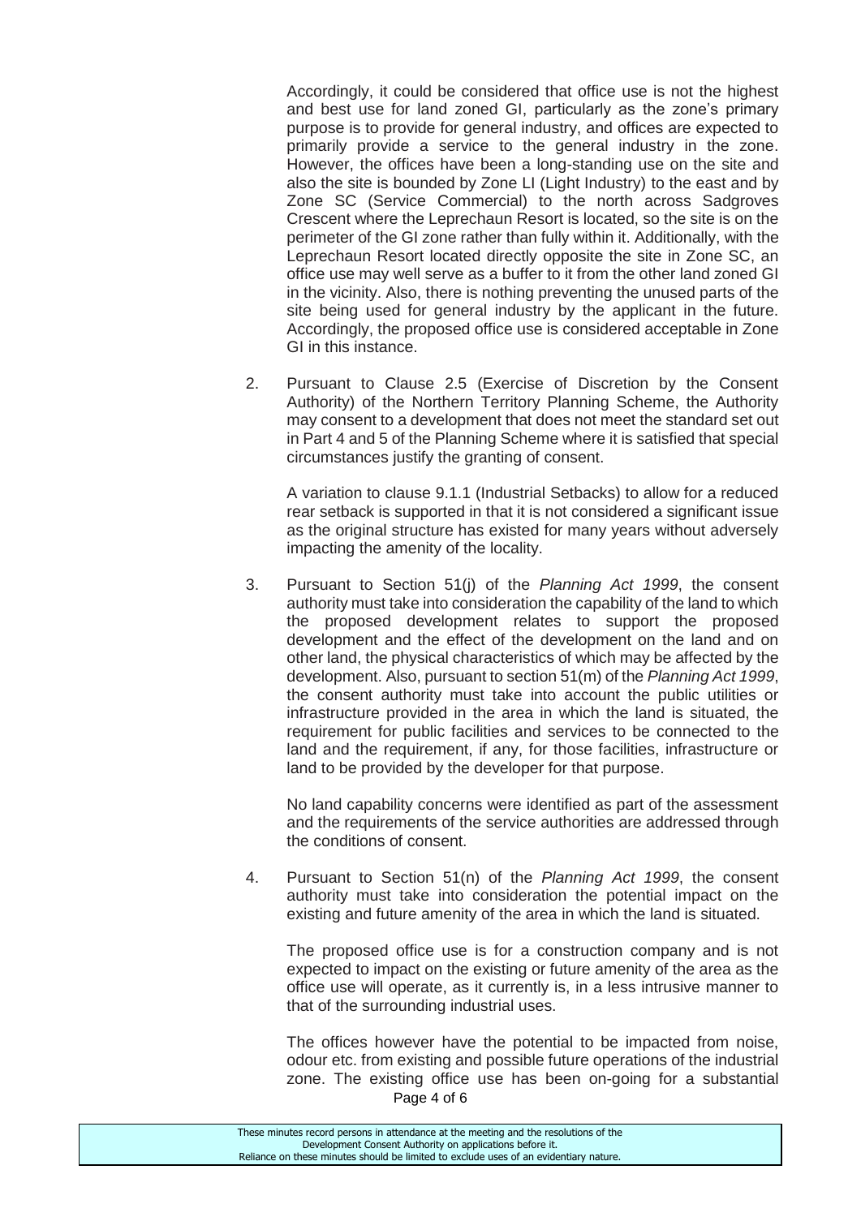Accordingly, it could be considered that office use is not the highest and best use for land zoned GI, particularly as the zone's primary purpose is to provide for general industry, and offices are expected to primarily provide a service to the general industry in the zone. However, the offices have been a long-standing use on the site and also the site is bounded by Zone LI (Light Industry) to the east and by Zone SC (Service Commercial) to the north across Sadgroves Crescent where the Leprechaun Resort is located, so the site is on the perimeter of the GI zone rather than fully within it. Additionally, with the Leprechaun Resort located directly opposite the site in Zone SC, an office use may well serve as a buffer to it from the other land zoned GI in the vicinity. Also, there is nothing preventing the unused parts of the site being used for general industry by the applicant in the future. Accordingly, the proposed office use is considered acceptable in Zone GI in this instance.

2. Pursuant to Clause 2.5 (Exercise of Discretion by the Consent Authority) of the Northern Territory Planning Scheme, the Authority may consent to a development that does not meet the standard set out in Part 4 and 5 of the Planning Scheme where it is satisfied that special circumstances justify the granting of consent.

   A variation to clause 9.1.1 (Industrial Setbacks) to allow for a reduced rear setback is supported in that it is not considered a significant issue as the original structure has existed for many years without adversely impacting the amenity of the locality.

3. Pursuant to Section 51(j) of the *Planning Act 1999*, the consent authority must take into consideration the capability of the land to which the proposed development relates to support the proposed development and the effect of the development on the land and on other land, the physical characteristics of which may be affected by the development. Also, pursuant to section 51(m) of the *Planning Act 1999*, the consent authority must take into account the public utilities or infrastructure provided in the area in which the land is situated, the requirement for public facilities and services to be connected to the land and the requirement, if any, for those facilities, infrastructure or land to be provided by the developer for that purpose.

   No land capability concerns were identified as part of the assessment and the requirements of the service authorities are addressed through the conditions of consent.

4. Pursuant to Section 51(n) of the *Planning Act 1999*, the consent authority must take into consideration the potential impact on the existing and future amenity of the area in which the land is situated.

   The proposed office use is for a construction company and is not expected to impact on the existing or future amenity of the area as the office use will operate, as it currently is, in a less intrusive manner to that of the surrounding industrial uses.

   The offices however have the potential to be impacted from noise, odour etc. from existing and possible future operations of the industrial zone. The existing office use has been on-going for a substantial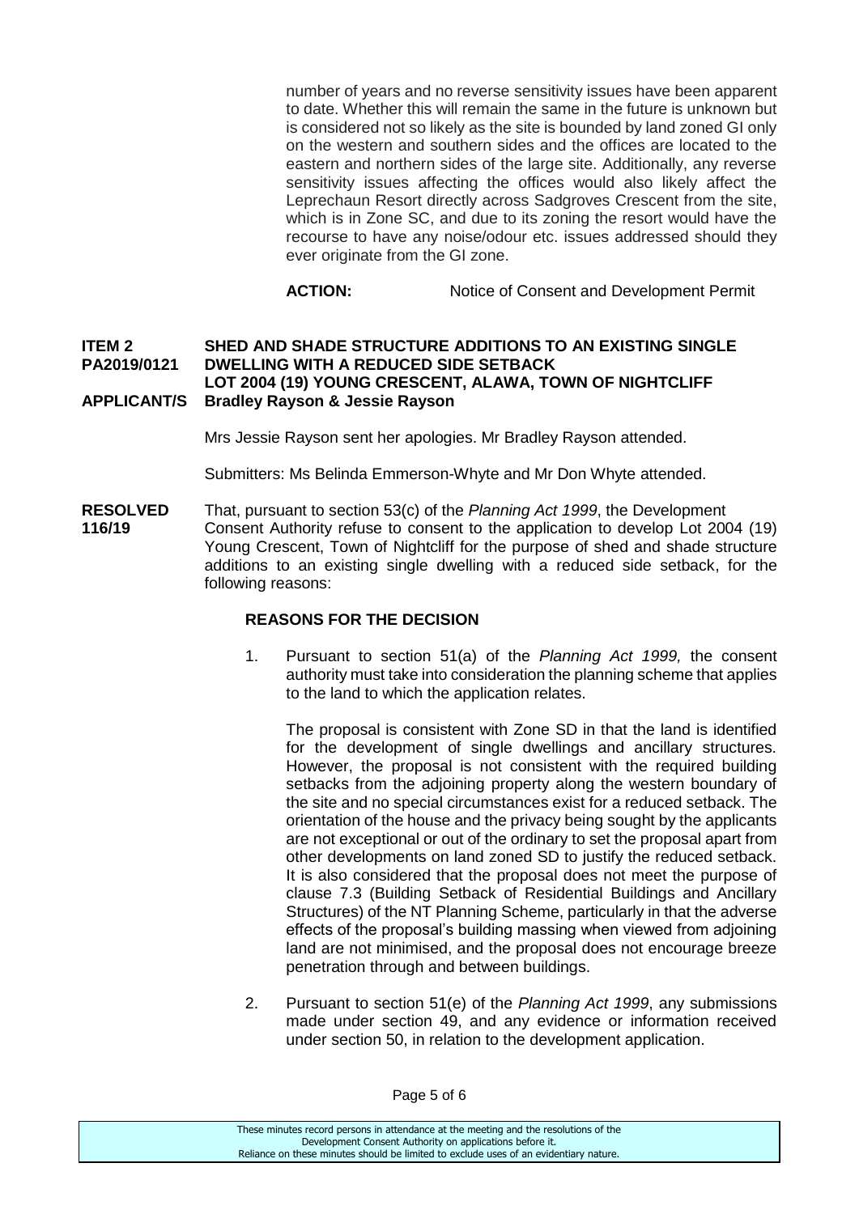number of years and no reverse sensitivity issues have been apparent to date. Whether this will remain the same in the future is unknown but is considered not so likely as the site is bounded by land zoned GI only on the western and southern sides and the offices are located to the eastern and northern sides of the large site. Additionally, any reverse sensitivity issues affecting the offices would also likely affect the Leprechaun Resort directly across Sadgroves Crescent from the site, which is in Zone SC, and due to its zoning the resort would have the recourse to have any noise/odour etc. issues addressed should they ever originate from the GI zone.

**ACTION:** Notice of Consent and Development Permit

**ITEM 2 PA2019/0121 — SHED AND SHADE STRUCTURE ADDITIONS TO AN EXISTING SINGLE DWELLING WITH A REDUCED SIDE SETBACK**
**LOT 2004 (19) YOUNG CRESCENT, ALAWA, TOWN OF NIGHTCLIFF**
**APPLICANT/S Bradley Rayson & Jessie Rayson**

Mrs Jessie Rayson sent her apologies. Mr Bradley Rayson attended.

Submitters: Ms Belinda Emmerson-Whyte and Mr Don Whyte attended.

**RESOLVED 116/19** That, pursuant to section 53(c) of the *Planning Act 1999*, the Development Consent Authority refuse to consent to the application to develop Lot 2004 (19) Young Crescent, Town of Nightcliff for the purpose of shed and shade structure additions to an existing single dwelling with a reduced side setback, for the following reasons:

**REASONS FOR THE DECISION**

1. Pursuant to section 51(a) of the *Planning Act 1999,* the consent authority must take into consideration the planning scheme that applies to the land to which the application relates.

   The proposal is consistent with Zone SD in that the land is identified for the development of single dwellings and ancillary structures. However, the proposal is not consistent with the required building setbacks from the adjoining property along the western boundary of the site and no special circumstances exist for a reduced setback. The orientation of the house and the privacy being sought by the applicants are not exceptional or out of the ordinary to set the proposal apart from other developments on land zoned SD to justify the reduced setback. It is also considered that the proposal does not meet the purpose of clause 7.3 (Building Setback of Residential Buildings and Ancillary Structures) of the NT Planning Scheme, particularly in that the adverse effects of the proposal's building massing when viewed from adjoining land are not minimised, and the proposal does not encourage breeze penetration through and between buildings.

2. Pursuant to section 51(e) of the *Planning Act 1999*, any submissions made under section 49, and any evidence or information received under section 50, in relation to the development application.

These minutes record persons in attendance at the meeting and the resolutions of the Development Consent Authority on applications before it. Reliance on these minutes should be limited to exclude uses of an evidentiary nature.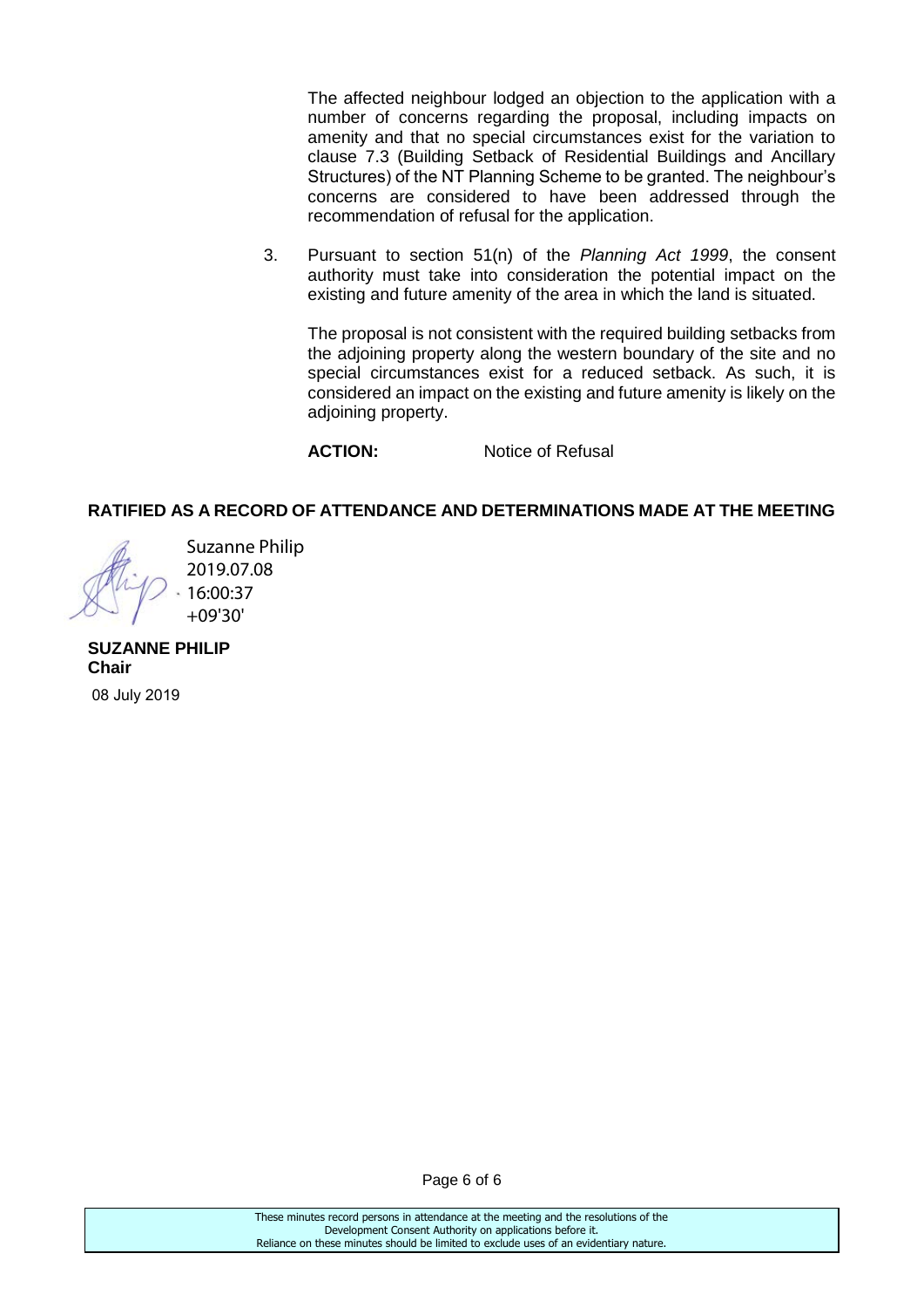The affected neighbour lodged an objection to the application with a number of concerns regarding the proposal, including impacts on amenity and that no special circumstances exist for the variation to clause 7.3 (Building Setback of Residential Buildings and Ancillary Structures) of the NT Planning Scheme to be granted. The neighbour's concerns are considered to have been addressed through the recommendation of refusal for the application.

3. Pursuant to section 51(n) of the *Planning Act 1999*, the consent authority must take into consideration the potential impact on the existing and future amenity of the area in which the land is situated.

   The proposal is not consistent with the required building setbacks from the adjoining property along the western boundary of the site and no special circumstances exist for a reduced setback. As such, it is considered an impact on the existing and future amenity is likely on the adjoining property.

   **ACTION:** Notice of Refusal

**RATIFIED AS A RECORD OF ATTENDANCE AND DETERMINATIONS MADE AT THE MEETING**

Suzanne Philip
2019.07.08
16:00:37
+09'30'

**SUZANNE PHILIP**
**Chair**

08 July 2019

These minutes record persons in attendance at the meeting and the resolutions of the Development Consent Authority on applications before it.
Reliance on these minutes should be limited to exclude uses of an evidentiary nature.